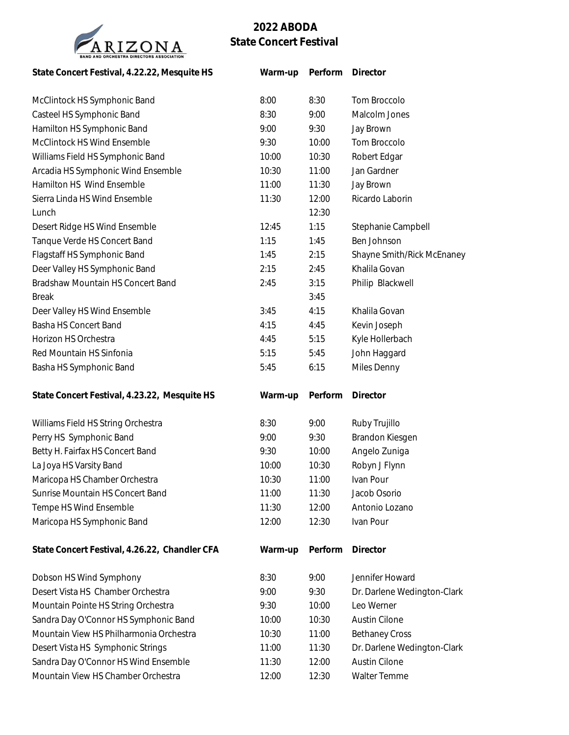# 2022 ABODA
## State Concert Festival

| State Concert Festival, 4.22.22, Mesquite HS | Warm-up | Perform | Director |
|---|---|---|---|
| McClintock HS Symphonic Band | 8:00 | 8:30 | Tom Broccolo |
| Casteel HS Symphonic Band | 8:30 | 9:00 | Malcolm Jones |
| Hamilton HS Symphonic Band | 9:00 | 9:30 | Jay Brown |
| McClintock HS Wind Ensemble | 9:30 | 10:00 | Tom Broccolo |
| Williams Field HS Symphonic Band | 10:00 | 10:30 | Robert Edgar |
| Arcadia HS Symphonic Wind Ensemble | 10:30 | 11:00 | Jan Gardner |
| Hamilton HS Wind Ensemble | 11:00 | 11:30 | Jay Brown |
| Sierra Linda HS Wind Ensemble | 11:30 | 12:00 | Ricardo Laborin |
| Lunch | | 12:30 | |
| Desert Ridge HS Wind Ensemble | 12:45 | 1:15 | Stephanie Campbell |
| Tanque Verde HS Concert Band | 1:15 | 1:45 | Ben Johnson |
| Flagstaff HS Symphonic Band | 1:45 | 2:15 | Shayne Smith/Rick McEnaney |
| Deer Valley HS Symphonic Band | 2:15 | 2:45 | Khalila Govan |
| Bradshaw Mountain HS Concert Band | 2:45 | 3:15 | Philip Blackwell |
| Break | | 3:45 | |
| Deer Valley HS Wind Ensemble | 3:45 | 4:15 | Khalila Govan |
| Basha HS Concert Band | 4:15 | 4:45 | Kevin Joseph |
| Horizon HS Orchestra | 4:45 | 5:15 | Kyle Hollerbach |
| Red Mountain HS Sinfonia | 5:15 | 5:45 | John Haggard |
| Basha HS Symphonic Band | 5:45 | 6:15 | Miles Denny |

| State Concert Festival, 4.23.22, Mesquite HS | Warm-up | Perform | Director |
|---|---|---|---|
| Williams Field HS String Orchestra | 8:30 | 9:00 | Ruby Trujillo |
| Perry HS Symphonic Band | 9:00 | 9:30 | Brandon Kiesgen |
| Betty H. Fairfax HS Concert Band | 9:30 | 10:00 | Angelo Zuniga |
| La Joya HS Varsity Band | 10:00 | 10:30 | Robyn J Flynn |
| Maricopa HS Chamber Orchestra | 10:30 | 11:00 | Ivan Pour |
| Sunrise Mountain HS Concert Band | 11:00 | 11:30 | Jacob Osorio |
| Tempe HS Wind Ensemble | 11:30 | 12:00 | Antonio Lozano |
| Maricopa HS Symphonic Band | 12:00 | 12:30 | Ivan Pour |

| State Concert Festival, 4.26.22, Chandler CFA | Warm-up | Perform | Director |
|---|---|---|---|
| Dobson HS Wind Symphony | 8:30 | 9:00 | Jennifer Howard |
| Desert Vista HS Chamber Orchestra | 9:00 | 9:30 | Dr. Darlene Wedington-Clark |
| Mountain Pointe HS String Orchestra | 9:30 | 10:00 | Leo Werner |
| Sandra Day O'Connor HS Symphonic Band | 10:00 | 10:30 | Austin Cilone |
| Mountain View HS Philharmonia Orchestra | 10:30 | 11:00 | Bethaney Cross |
| Desert Vista HS Symphonic Strings | 11:00 | 11:30 | Dr. Darlene Wedington-Clark |
| Sandra Day O'Connor HS Wind Ensemble | 11:30 | 12:00 | Austin Cilone |
| Mountain View HS Chamber Orchestra | 12:00 | 12:30 | Walter Temme |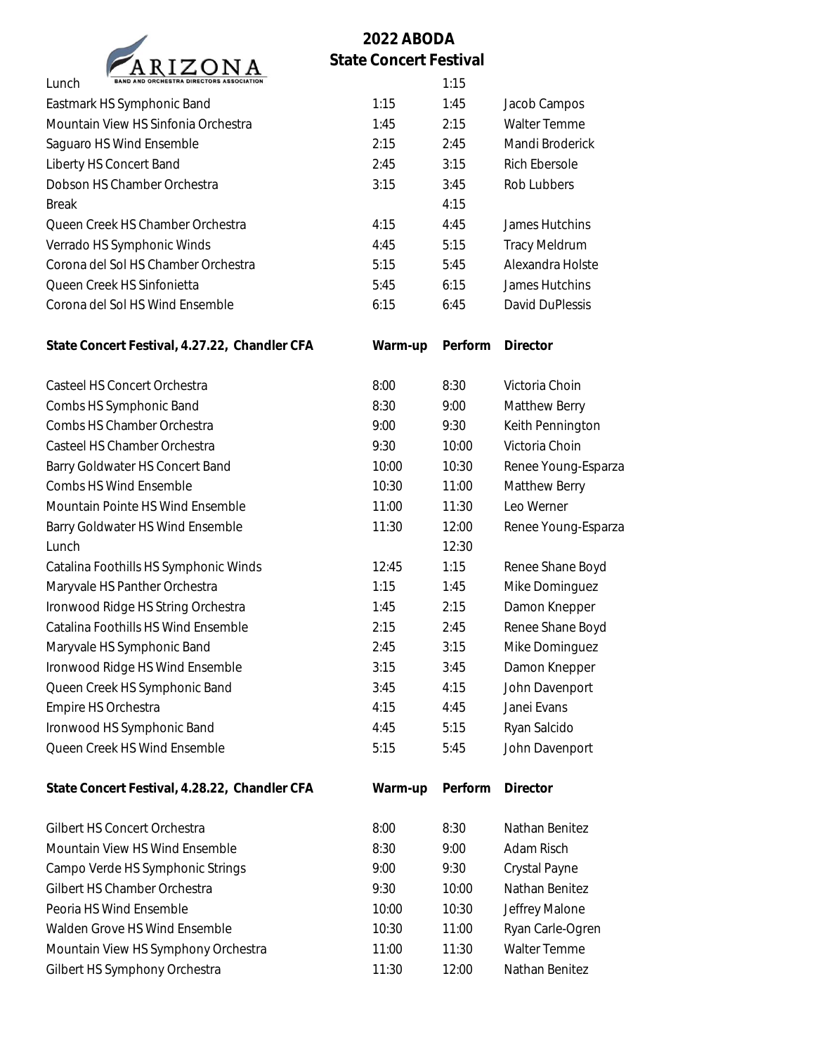# 2022 ABODA State Concert Festival

| | | | |
|---|---|---|---|
| Lunch | | 1:15 | |
| Eastmark HS Symphonic Band | 1:15 | 1:45 | Jacob Campos |
| Mountain View HS Sinfonia Orchestra | 1:45 | 2:15 | Walter Temme |
| Saguaro HS Wind Ensemble | 2:15 | 2:45 | Mandi Broderick |
| Liberty HS Concert Band | 2:45 | 3:15 | Rich Ebersole |
| Dobson HS Chamber Orchestra | 3:15 | 3:45 | Rob Lubbers |
| Break | | 4:15 | |
| Queen Creek HS Chamber Orchestra | 4:15 | 4:45 | James Hutchins |
| Verrado HS Symphonic Winds | 4:45 | 5:15 | Tracy Meldrum |
| Corona del Sol HS Chamber Orchestra | 5:15 | 5:45 | Alexandra Holste |
| Queen Creek HS Sinfonietta | 5:45 | 6:15 | James Hutchins |
| Corona del Sol HS Wind Ensemble | 6:15 | 6:45 | David DuPlessis |

| **State Concert Festival, 4.27.22, Chandler CFA** | **Warm-up** | **Perform** | **Director** |
|---|---|---|---|
| Casteel HS Concert Orchestra | 8:00 | 8:30 | Victoria Choin |
| Combs HS Symphonic Band | 8:30 | 9:00 | Matthew Berry |
| Combs HS Chamber Orchestra | 9:00 | 9:30 | Keith Pennington |
| Casteel HS Chamber Orchestra | 9:30 | 10:00 | Victoria Choin |
| Barry Goldwater HS Concert Band | 10:00 | 10:30 | Renee Young-Esparza |
| Combs HS Wind Ensemble | 10:30 | 11:00 | Matthew Berry |
| Mountain Pointe HS Wind Ensemble | 11:00 | 11:30 | Leo Werner |
| Barry Goldwater HS Wind Ensemble | 11:30 | 12:00 | Renee Young-Esparza |
| Lunch | | 12:30 | |
| Catalina Foothills HS Symphonic Winds | 12:45 | 1:15 | Renee Shane Boyd |
| Maryvale HS Panther Orchestra | 1:15 | 1:45 | Mike Dominguez |
| Ironwood Ridge HS String Orchestra | 1:45 | 2:15 | Damon Knepper |
| Catalina Foothills HS Wind Ensemble | 2:15 | 2:45 | Renee Shane Boyd |
| Maryvale HS Symphonic Band | 2:45 | 3:15 | Mike Dominguez |
| Ironwood Ridge HS Wind Ensemble | 3:15 | 3:45 | Damon Knepper |
| Queen Creek HS Symphonic Band | 3:45 | 4:15 | John Davenport |
| Empire HS Orchestra | 4:15 | 4:45 | Janei Evans |
| Ironwood HS Symphonic Band | 4:45 | 5:15 | Ryan Salcido |
| Queen Creek HS Wind Ensemble | 5:15 | 5:45 | John Davenport |

| **State Concert Festival, 4.28.22, Chandler CFA** | **Warm-up** | **Perform** | **Director** |
|---|---|---|---|
| Gilbert HS Concert Orchestra | 8:00 | 8:30 | Nathan Benitez |
| Mountain View HS Wind Ensemble | 8:30 | 9:00 | Adam Risch |
| Campo Verde HS Symphonic Strings | 9:00 | 9:30 | Crystal Payne |
| Gilbert HS Chamber Orchestra | 9:30 | 10:00 | Nathan Benitez |
| Peoria HS Wind Ensemble | 10:00 | 10:30 | Jeffrey Malone |
| Walden Grove HS Wind Ensemble | 10:30 | 11:00 | Ryan Carle-Ogren |
| Mountain View HS Symphony Orchestra | 11:00 | 11:30 | Walter Temme |
| Gilbert HS Symphony Orchestra | 11:30 | 12:00 | Nathan Benitez |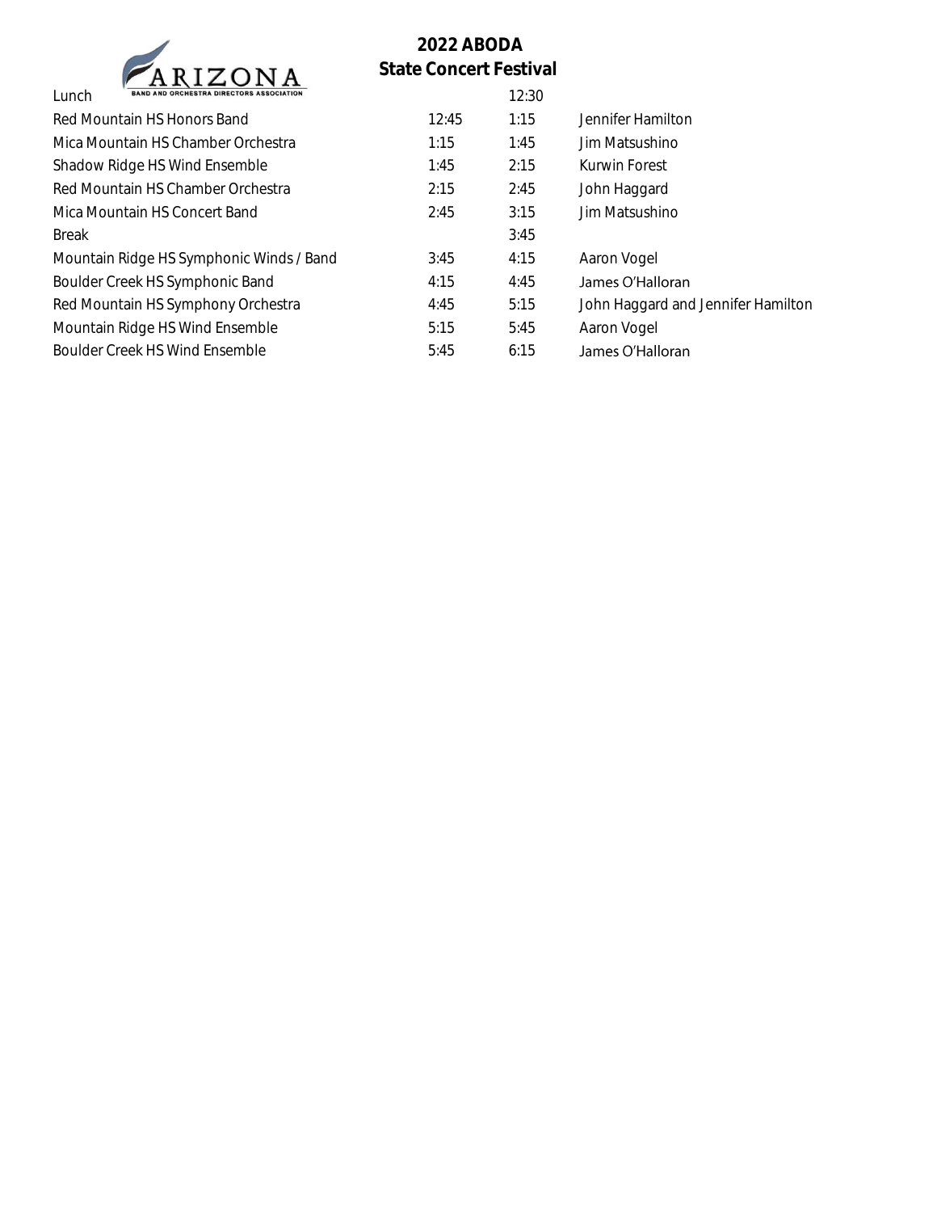# 2022 ABODA
## State Concert Festival

| | | | |
|---|---|---|---|
| Lunch | | 12:30 | |
| Red Mountain HS Honors Band | 12:45 | 1:15 | Jennifer Hamilton |
| Mica Mountain HS Chamber Orchestra | 1:15 | 1:45 | Jim Matsushino |
| Shadow Ridge HS Wind Ensemble | 1:45 | 2:15 | Kurwin Forest |
| Red Mountain HS Chamber Orchestra | 2:15 | 2:45 | John Haggard |
| Mica Mountain HS Concert Band | 2:45 | 3:15 | Jim Matsushino |
| Break | | 3:45 | |
| Mountain Ridge HS Symphonic Winds / Band | 3:45 | 4:15 | Aaron Vogel |
| Boulder Creek HS Symphonic Band | 4:15 | 4:45 | James O'Halloran |
| Red Mountain HS Symphony Orchestra | 4:45 | 5:15 | John Haggard and Jennifer Hamilton |
| Mountain Ridge HS Wind Ensemble | 5:15 | 5:45 | Aaron Vogel |
| Boulder Creek HS Wind Ensemble | 5:45 | 6:15 | James O'Halloran |